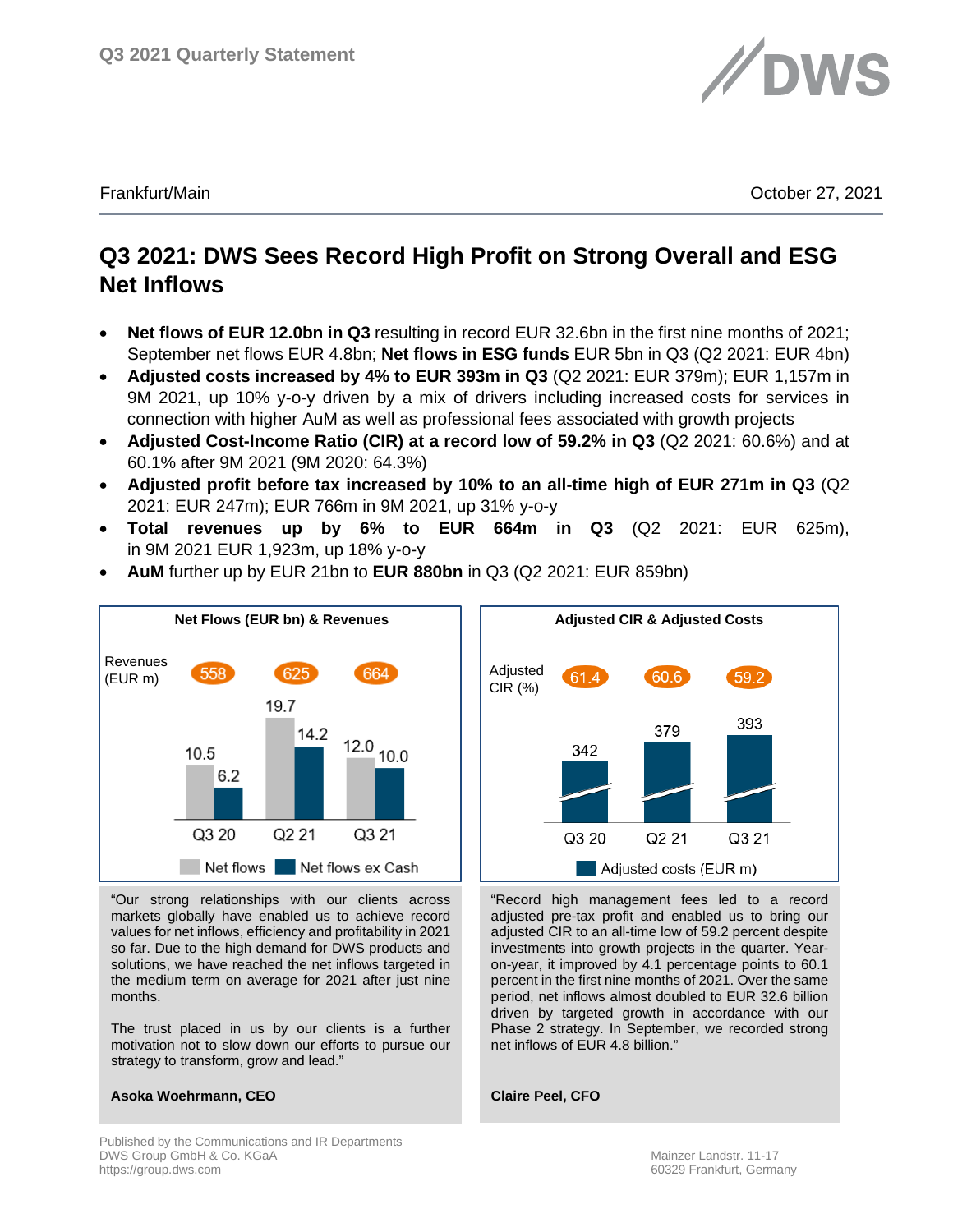Q3 2021 Quarterly Statement

Frankfurt/Main — October 27, 2021

# Q3 2021: DWS Sees Record High Profit on Strong Overall and ESG Net Inflows

- **Net flows of EUR 12.0bn in Q3** resulting in record EUR 32.6bn in the first nine months of 2021; September net flows EUR 4.8bn; **Net flows in ESG funds** EUR 5bn in Q3 (Q2 2021: EUR 4bn)
- **Adjusted costs increased by 4% to EUR 393m in Q3** (Q2 2021: EUR 379m); EUR 1,157m in 9M 2021, up 10% y-o-y driven by a mix of drivers including increased costs for services in connection with higher AuM as well as professional fees associated with growth projects
- **Adjusted Cost-Income Ratio (CIR) at a record low of 59.2% in Q3** (Q2 2021: 60.6%) and at 60.1% after 9M 2021 (9M 2020: 64.3%)
- **Adjusted profit before tax increased by 10% to an all-time high of EUR 271m in Q3** (Q2 2021: EUR 247m); EUR 766m in 9M 2021, up 31% y-o-y
- **Total revenues up by 6% to EUR 664m in Q3** (Q2 2021: EUR 625m), in 9M 2021 EUR 1,923m, up 18% y-o-y
- **AuM** further up by EUR 21bn to **EUR 880bn** in Q3 (Q2 2021: EUR 859bn)

**Net Flows (EUR bn) & Revenues**

| | Q3 20 | Q2 21 | Q3 21 |
|---|---|---|---|
| Revenues (EUR m) | 558 | 625 | 664 |
| Net flows | 10.5 | 19.7 | 12.0 |
| Net flows ex Cash | 6.2 | 14.2 | 10.0 |

**Adjusted CIR & Adjusted Costs**

| | Q3 20 | Q2 21 | Q3 21 |
|---|---|---|---|
| Adjusted CIR (%) | 61.4 | 60.6 | 59.2 |
| Adjusted costs (EUR m) | 342 | 379 | 393 |

"Our strong relationships with our clients across markets globally have enabled us to achieve record values for net inflows, efficiency and profitability in 2021 so far. Due to the high demand for DWS products and solutions, we have reached the net inflows targeted in the medium term on average for 2021 after just nine months.

The trust placed in us by our clients is a further motivation not to slow down our efforts to pursue our strategy to transform, grow and lead."

**Asoka Woehrmann, CEO**

"Record high management fees led to a record adjusted pre-tax profit and enabled us to bring our adjusted CIR to an all-time low of 59.2 percent despite investments into growth projects in the quarter. Year-on-year, it improved by 4.1 percentage points to 60.1 percent in the first nine months of 2021. Over the same period, net inflows almost doubled to EUR 32.6 billion driven by targeted growth in accordance with our Phase 2 strategy. In September, we recorded strong net inflows of EUR 4.8 billion."

**Claire Peel, CFO**

Published by the Communications and IR Departments
DWS Group GmbH & Co. KGaA
https://group.dws.com

Mainzer Landstr. 11-17
60329 Frankfurt, Germany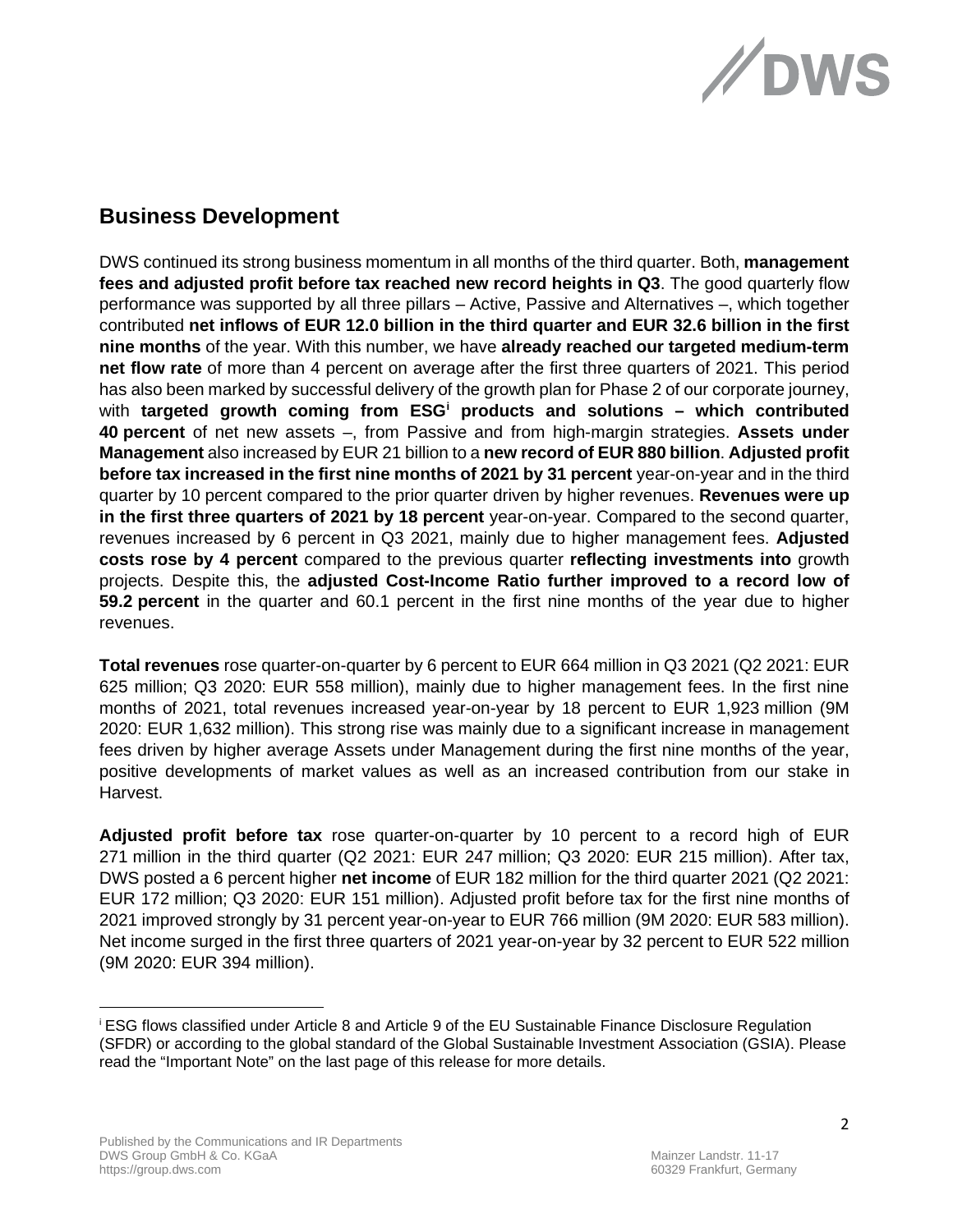## Business Development

DWS continued its strong business momentum in all months of the third quarter. Both, **management fees and adjusted profit before tax reached new record heights in Q3**. The good quarterly flow performance was supported by all three pillars – Active, Passive and Alternatives –, which together contributed **net inflows of EUR 12.0 billion in the third quarter and EUR 32.6 billion in the first nine months** of the year. With this number, we have **already reached our targeted medium-term net flow rate** of more than 4 percent on average after the first three quarters of 2021. This period has also been marked by successful delivery of the growth plan for Phase 2 of our corporate journey, with **targeted growth coming from ESG[i] products and solutions – which contributed 40 percent** of net new assets –, from Passive and from high-margin strategies. **Assets under Management** also increased by EUR 21 billion to a **new record of EUR 880 billion**. **Adjusted profit before tax increased in the first nine months of 2021 by 31 percent** year-on-year and in the third quarter by 10 percent compared to the prior quarter driven by higher revenues. **Revenues were up in the first three quarters of 2021 by 18 percent** year-on-year. Compared to the second quarter, revenues increased by 6 percent in Q3 2021, mainly due to higher management fees. **Adjusted costs rose by 4 percent** compared to the previous quarter **reflecting investments into** growth projects. Despite this, the **adjusted Cost-Income Ratio further improved to a record low of 59.2 percent** in the quarter and 60.1 percent in the first nine months of the year due to higher revenues.

**Total revenues** rose quarter-on-quarter by 6 percent to EUR 664 million in Q3 2021 (Q2 2021: EUR 625 million; Q3 2020: EUR 558 million), mainly due to higher management fees. In the first nine months of 2021, total revenues increased year-on-year by 18 percent to EUR 1,923 million (9M 2020: EUR 1,632 million). This strong rise was mainly due to a significant increase in management fees driven by higher average Assets under Management during the first nine months of the year, positive developments of market values as well as an increased contribution from our stake in Harvest.

**Adjusted profit before tax** rose quarter-on-quarter by 10 percent to a record high of EUR 271 million in the third quarter (Q2 2021: EUR 247 million; Q3 2020: EUR 215 million). After tax, DWS posted a 6 percent higher **net income** of EUR 182 million for the third quarter 2021 (Q2 2021: EUR 172 million; Q3 2020: EUR 151 million). Adjusted profit before tax for the first nine months of 2021 improved strongly by 31 percent year-on-year to EUR 766 million (9M 2020: EUR 583 million). Net income surged in the first three quarters of 2021 year-on-year by 32 percent to EUR 522 million (9M 2020: EUR 394 million).

---

[i] ESG flows classified under Article 8 and Article 9 of the EU Sustainable Finance Disclosure Regulation (SFDR) or according to the global standard of the Global Sustainable Investment Association (GSIA). Please read the "Important Note" on the last page of this release for more details.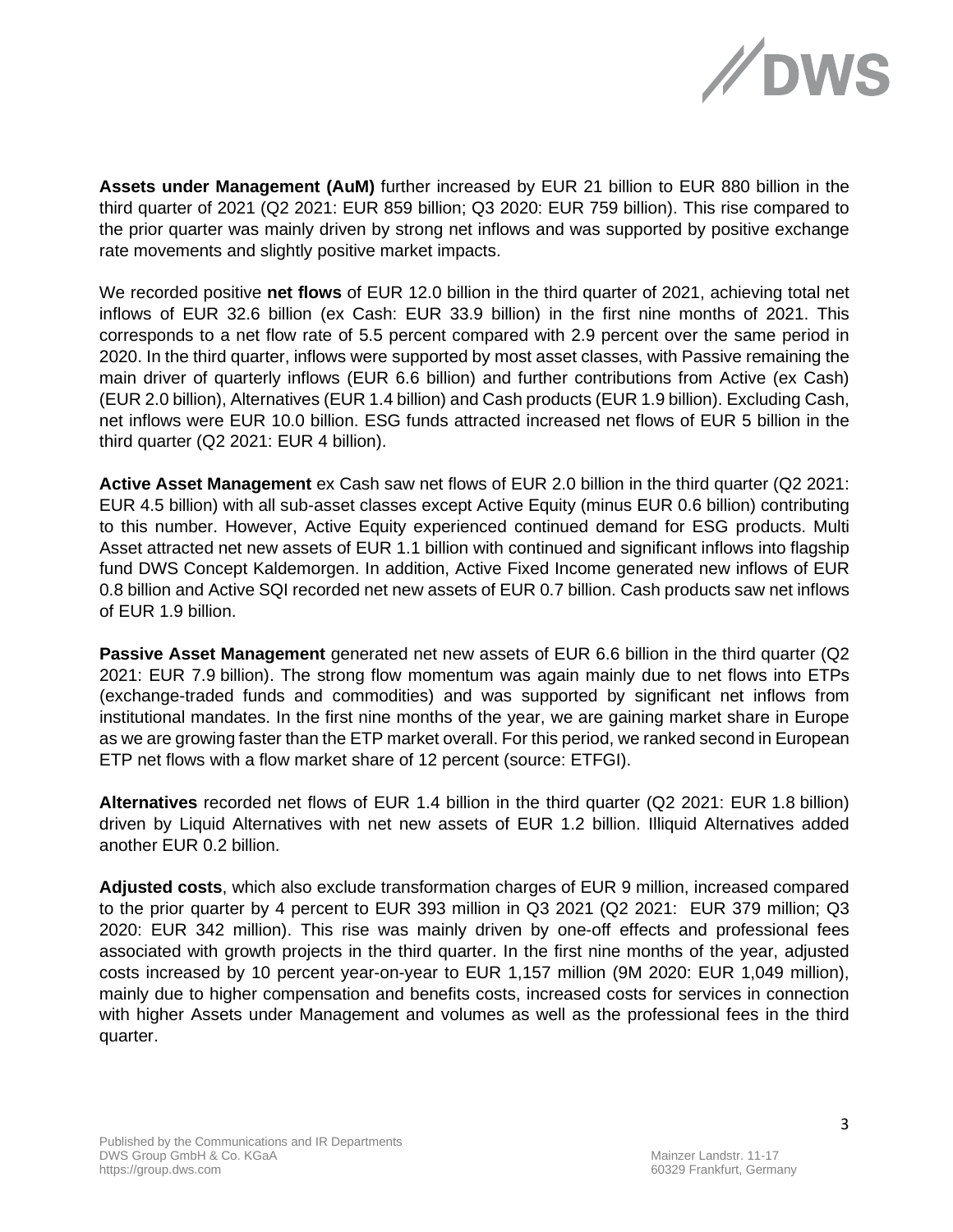**Assets under Management (AuM)** further increased by EUR 21 billion to EUR 880 billion in the third quarter of 2021 (Q2 2021: EUR 859 billion; Q3 2020: EUR 759 billion). This rise compared to the prior quarter was mainly driven by strong net inflows and was supported by positive exchange rate movements and slightly positive market impacts.

We recorded positive **net flows** of EUR 12.0 billion in the third quarter of 2021, achieving total net inflows of EUR 32.6 billion (ex Cash: EUR 33.9 billion) in the first nine months of 2021. This corresponds to a net flow rate of 5.5 percent compared with 2.9 percent over the same period in 2020. In the third quarter, inflows were supported by most asset classes, with Passive remaining the main driver of quarterly inflows (EUR 6.6 billion) and further contributions from Active (ex Cash) (EUR 2.0 billion), Alternatives (EUR 1.4 billion) and Cash products (EUR 1.9 billion). Excluding Cash, net inflows were EUR 10.0 billion. ESG funds attracted increased net flows of EUR 5 billion in the third quarter (Q2 2021: EUR 4 billion).

**Active Asset Management** ex Cash saw net flows of EUR 2.0 billion in the third quarter (Q2 2021: EUR 4.5 billion) with all sub-asset classes except Active Equity (minus EUR 0.6 billion) contributing to this number. However, Active Equity experienced continued demand for ESG products. Multi Asset attracted net new assets of EUR 1.1 billion with continued and significant inflows into flagship fund DWS Concept Kaldemorgen. In addition, Active Fixed Income generated new inflows of EUR 0.8 billion and Active SQI recorded net new assets of EUR 0.7 billion. Cash products saw net inflows of EUR 1.9 billion.

**Passive Asset Management** generated net new assets of EUR 6.6 billion in the third quarter (Q2 2021: EUR 7.9 billion). The strong flow momentum was again mainly due to net flows into ETPs (exchange-traded funds and commodities) and was supported by significant net inflows from institutional mandates. In the first nine months of the year, we are gaining market share in Europe as we are growing faster than the ETP market overall. For this period, we ranked second in European ETP net flows with a flow market share of 12 percent (source: ETFGI).

**Alternatives** recorded net flows of EUR 1.4 billion in the third quarter (Q2 2021: EUR 1.8 billion) driven by Liquid Alternatives with net new assets of EUR 1.2 billion. Illiquid Alternatives added another EUR 0.2 billion.

**Adjusted costs**, which also exclude transformation charges of EUR 9 million, increased compared to the prior quarter by 4 percent to EUR 393 million in Q3 2021 (Q2 2021: EUR 379 million; Q3 2020: EUR 342 million). This rise was mainly driven by one-off effects and professional fees associated with growth projects in the third quarter. In the first nine months of the year, adjusted costs increased by 10 percent year-on-year to EUR 1,157 million (9M 2020: EUR 1,049 million), mainly due to higher compensation and benefits costs, increased costs for services in connection with higher Assets under Management and volumes as well as the professional fees in the third quarter.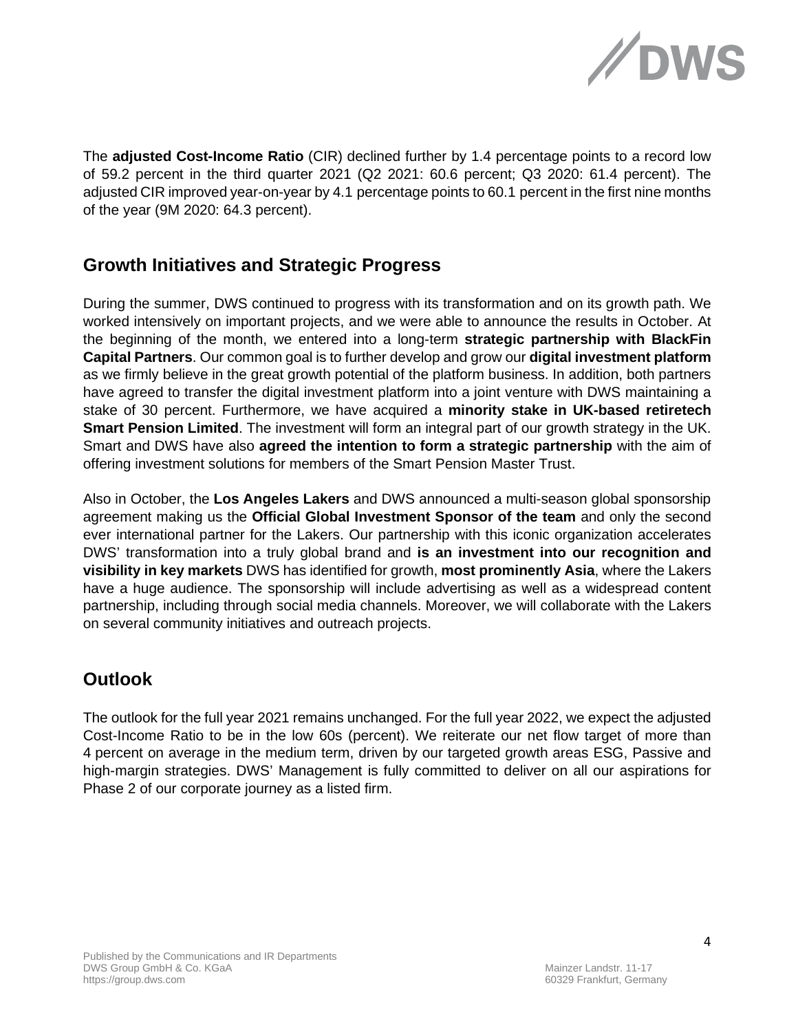The **adjusted Cost-Income Ratio** (CIR) declined further by 1.4 percentage points to a record low of 59.2 percent in the third quarter 2021 (Q2 2021: 60.6 percent; Q3 2020: 61.4 percent). The adjusted CIR improved year-on-year by 4.1 percentage points to 60.1 percent in the first nine months of the year (9M 2020: 64.3 percent).

## Growth Initiatives and Strategic Progress

During the summer, DWS continued to progress with its transformation and on its growth path. We worked intensively on important projects, and we were able to announce the results in October. At the beginning of the month, we entered into a long-term **strategic partnership with BlackFin Capital Partners**. Our common goal is to further develop and grow our **digital investment platform** as we firmly believe in the great growth potential of the platform business. In addition, both partners have agreed to transfer the digital investment platform into a joint venture with DWS maintaining a stake of 30 percent. Furthermore, we have acquired a **minority stake in UK-based retiretech Smart Pension Limited**. The investment will form an integral part of our growth strategy in the UK. Smart and DWS have also **agreed the intention to form a strategic partnership** with the aim of offering investment solutions for members of the Smart Pension Master Trust.

Also in October, the **Los Angeles Lakers** and DWS announced a multi-season global sponsorship agreement making us the **Official Global Investment Sponsor of the team** and only the second ever international partner for the Lakers. Our partnership with this iconic organization accelerates DWS' transformation into a truly global brand and **is an investment into our recognition and visibility in key markets** DWS has identified for growth, **most prominently Asia**, where the Lakers have a huge audience. The sponsorship will include advertising as well as a widespread content partnership, including through social media channels. Moreover, we will collaborate with the Lakers on several community initiatives and outreach projects.

## Outlook

The outlook for the full year 2021 remains unchanged. For the full year 2022, we expect the adjusted Cost-Income Ratio to be in the low 60s (percent). We reiterate our net flow target of more than 4 percent on average in the medium term, driven by our targeted growth areas ESG, Passive and high-margin strategies. DWS' Management is fully committed to deliver on all our aspirations for Phase 2 of our corporate journey as a listed firm.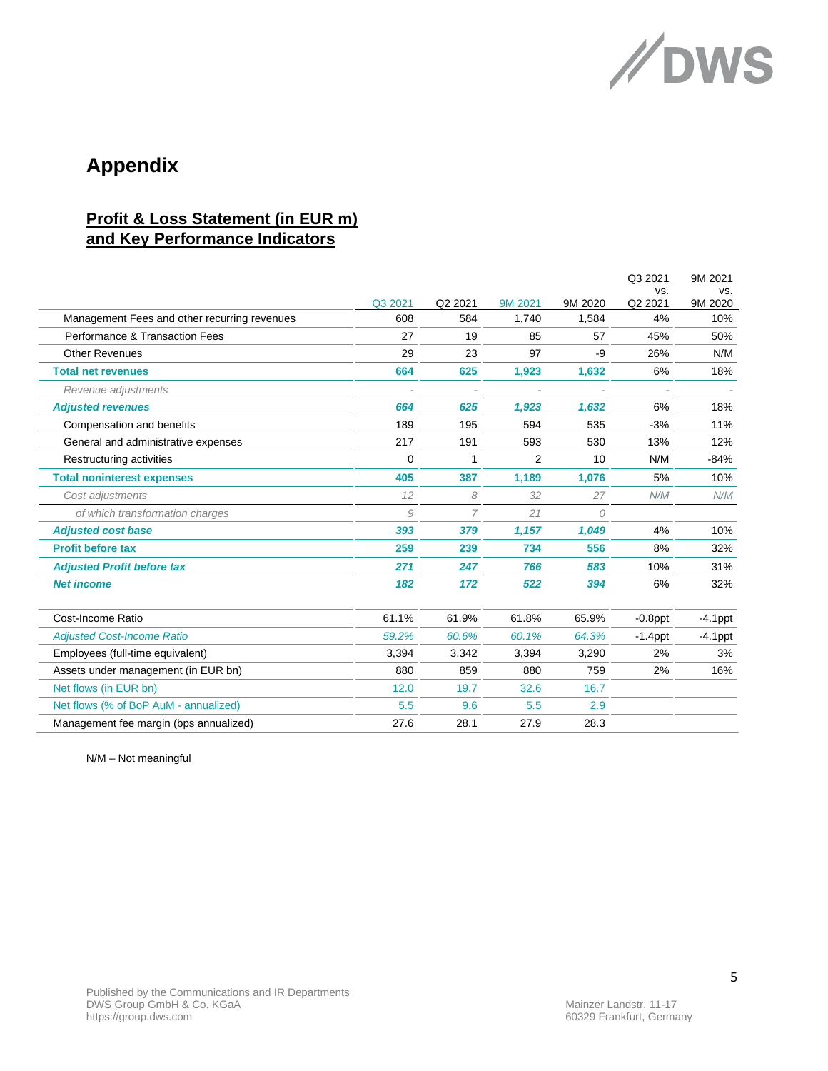# Appendix

## Profit & Loss Statement (in EUR m) and Key Performance Indicators

| | Q3 2021 | Q2 2021 | 9M 2021 | 9M 2020 | Q3 2021 vs. Q2 2021 | 9M 2021 vs. 9M 2020 |
|---|---|---|---|---|---|---|
| Management Fees and other recurring revenues | 608 | 584 | 1,740 | 1,584 | 4% | 10% |
| Performance & Transaction Fees | 27 | 19 | 85 | 57 | 45% | 50% |
| Other Revenues | 29 | 23 | 97 | -9 | 26% | N/M |
| **Total net revenues** | **664** | **625** | **1,923** | **1,632** | 6% | 18% |
| *Revenue adjustments* | - | - | - | - | - | - |
| ***Adjusted revenues*** | ***664*** | ***625*** | ***1,923*** | ***1,632*** | 6% | 18% |
| Compensation and benefits | 189 | 195 | 594 | 535 | -3% | 11% |
| General and administrative expenses | 217 | 191 | 593 | 530 | 13% | 12% |
| Restructuring activities | 0 | 1 | 2 | 10 | N/M | -84% |
| **Total noninterest expenses** | **405** | **387** | **1,189** | **1,076** | 5% | 10% |
| *Cost adjustments* | *12* | *8* | *32* | *27* | *N/M* | *N/M* |
| *of which transformation charges* | *9* | *7* | *21* | *0* | | |
| ***Adjusted cost base*** | ***393*** | ***379*** | ***1,157*** | ***1,049*** | 4% | 10% |
| **Profit before tax** | **259** | **239** | **734** | **556** | 8% | 32% |
| ***Adjusted Profit before tax*** | ***271*** | ***247*** | ***766*** | ***583*** | 10% | 31% |
| ***Net income*** | ***182*** | ***172*** | ***522*** | ***394*** | 6% | 32% |
| | | | | | | |
| Cost-Income Ratio | 61.1% | 61.9% | 61.8% | 65.9% | -0.8ppt | -4.1ppt |
| *Adjusted Cost-Income Ratio* | *59.2%* | *60.6%* | *60.1%* | *64.3%* | -1.4ppt | -4.1ppt |
| Employees (full-time equivalent) | 3,394 | 3,342 | 3,394 | 3,290 | 2% | 3% |
| Assets under management (in EUR bn) | 880 | 859 | 880 | 759 | 2% | 16% |
| Net flows (in EUR bn) | 12.0 | 19.7 | 32.6 | 16.7 | | |
| Net flows (% of BoP AuM - annualized) | 5.5 | 9.6 | 5.5 | 2.9 | | |
| Management fee margin (bps annualized) | 27.6 | 28.1 | 27.9 | 28.3 | | |

N/M – Not meaningful

Published by the Communications and IR Departments
DWS Group GmbH & Co. KGaA
https://group.dws.com

Mainzer Landstr. 11-17
60329 Frankfurt, Germany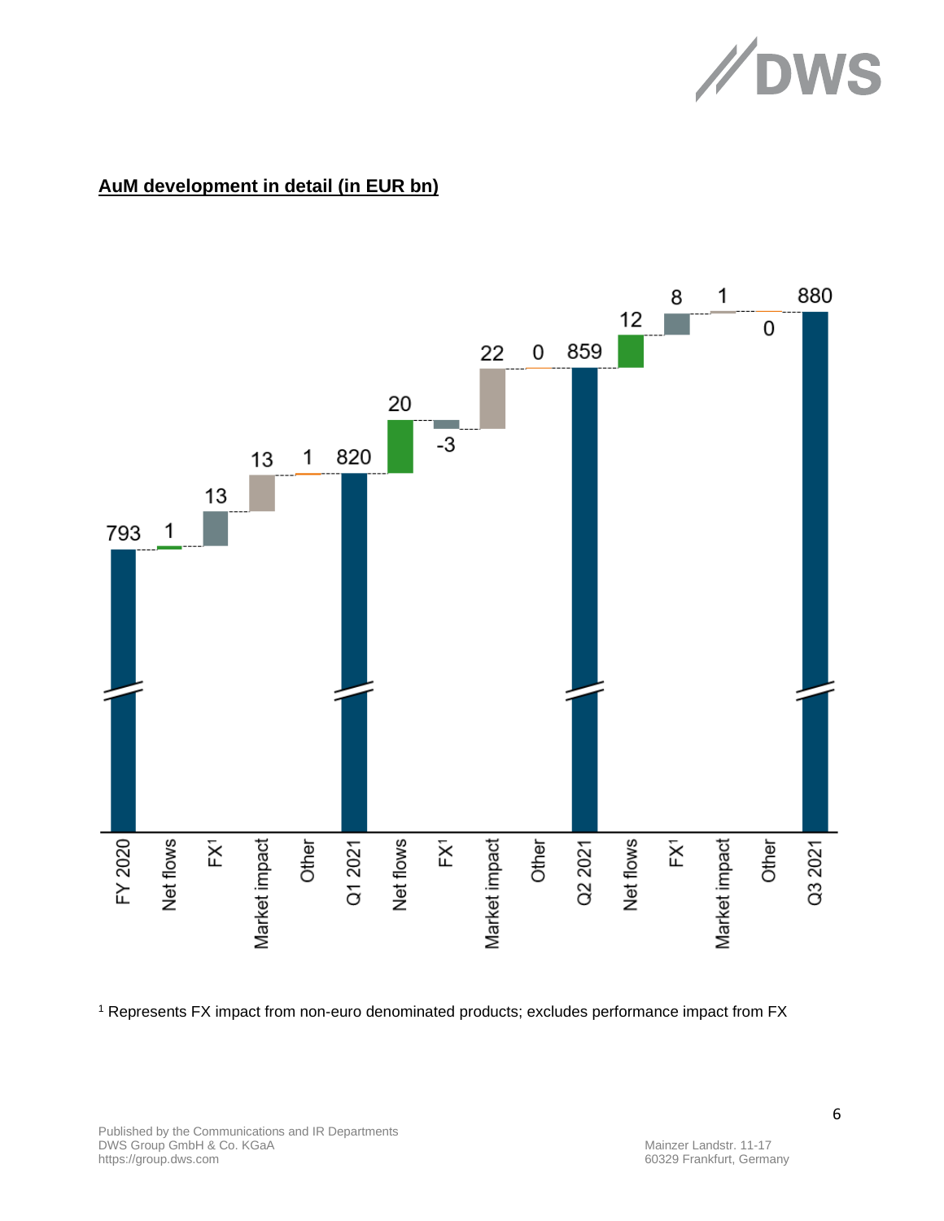## AuM development in detail (in EUR bn)

| | EUR bn |
|---|---|
| FY 2020 | 793 |
| Net flows | 1 |
| FX[1] | 13 |
| Market impact | 13 |
| Other | 1 |
| Q1 2021 | 820 |
| Net flows | 20 |
| FX[1] | -3 |
| Market impact | 22 |
| Other | 0 |
| Q2 2021 | 859 |
| Net flows | 12 |
| FX[1] | 8 |
| Market impact | 1 |
| Other | 0 |
| Q3 2021 | 880 |

[1] Represents FX impact from non-euro denominated products; excludes performance impact from FX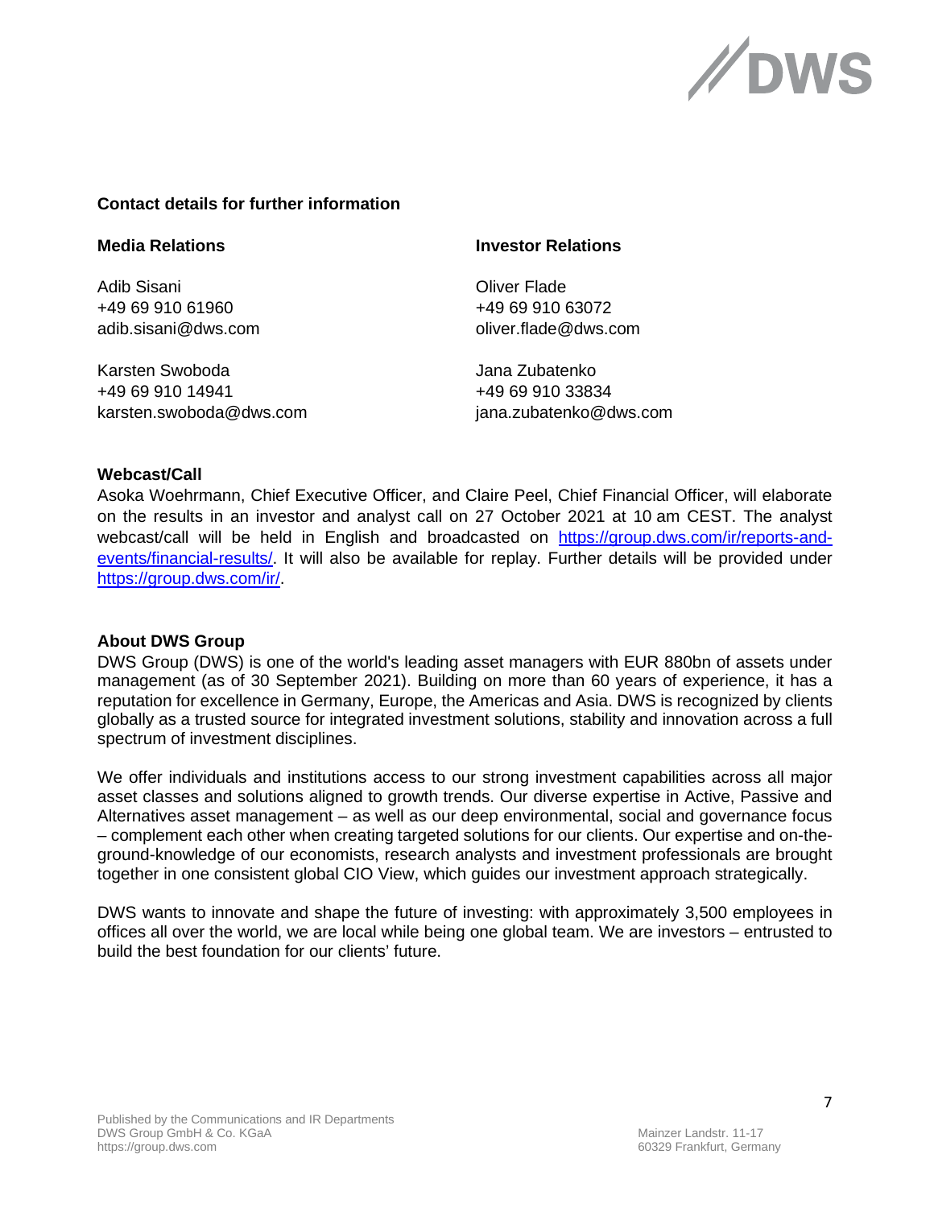**Contact details for further information**

**Media Relations**

Adib Sisani
+49 69 910 61960
adib.sisani@dws.com

Karsten Swoboda
+49 69 910 14941
karsten.swoboda@dws.com

**Investor Relations**

Oliver Flade
+49 69 910 63072
oliver.flade@dws.com

Jana Zubatenko
+49 69 910 33834
jana.zubatenko@dws.com

**Webcast/Call**

Asoka Woehrmann, Chief Executive Officer, and Claire Peel, Chief Financial Officer, will elaborate on the results in an investor and analyst call on 27 October 2021 at 10 am CEST. The analyst webcast/call will be held in English and broadcasted on [https://group.dws.com/ir/reports-and-events/financial-results/](https://group.dws.com/ir/reports-and-events/financial-results/). It will also be available for replay. Further details will be provided under [https://group.dws.com/ir/](https://group.dws.com/ir/).

**About DWS Group**

DWS Group (DWS) is one of the world's leading asset managers with EUR 880bn of assets under management (as of 30 September 2021). Building on more than 60 years of experience, it has a reputation for excellence in Germany, Europe, the Americas and Asia. DWS is recognized by clients globally as a trusted source for integrated investment solutions, stability and innovation across a full spectrum of investment disciplines.

We offer individuals and institutions access to our strong investment capabilities across all major asset classes and solutions aligned to growth trends. Our diverse expertise in Active, Passive and Alternatives asset management – as well as our deep environmental, social and governance focus – complement each other when creating targeted solutions for our clients. Our expertise and on-the-ground-knowledge of our economists, research analysts and investment professionals are brought together in one consistent global CIO View, which guides our investment approach strategically.

DWS wants to innovate and shape the future of investing: with approximately 3,500 employees in offices all over the world, we are local while being one global team. We are investors – entrusted to build the best foundation for our clients' future.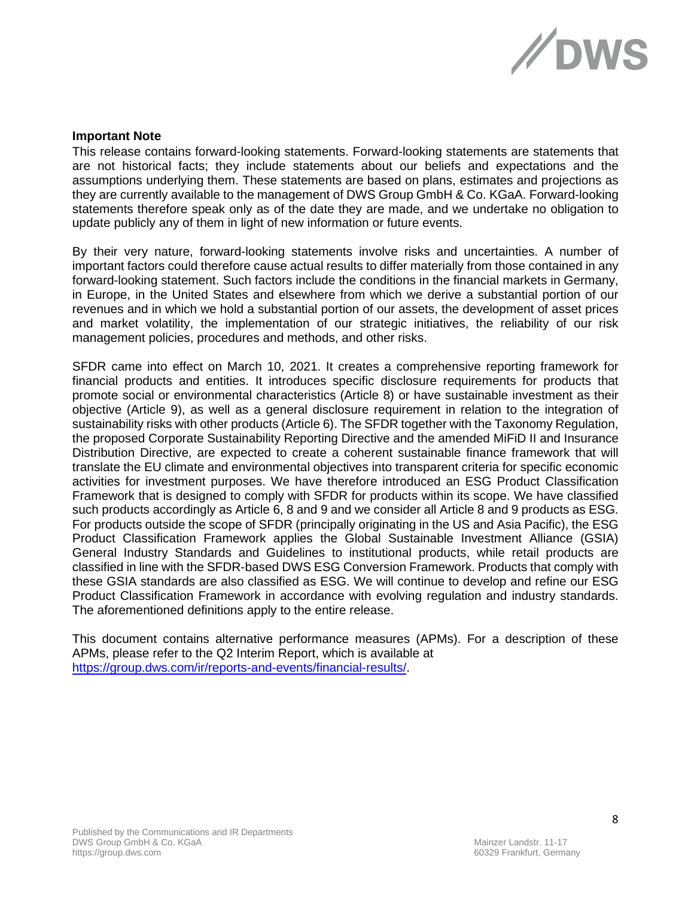**Important Note**

This release contains forward-looking statements. Forward-looking statements are statements that are not historical facts; they include statements about our beliefs and expectations and the assumptions underlying them. These statements are based on plans, estimates and projections as they are currently available to the management of DWS Group GmbH & Co. KGaA. Forward-looking statements therefore speak only as of the date they are made, and we undertake no obligation to update publicly any of them in light of new information or future events.

By their very nature, forward-looking statements involve risks and uncertainties. A number of important factors could therefore cause actual results to differ materially from those contained in any forward-looking statement. Such factors include the conditions in the financial markets in Germany, in Europe, in the United States and elsewhere from which we derive a substantial portion of our revenues and in which we hold a substantial portion of our assets, the development of asset prices and market volatility, the implementation of our strategic initiatives, the reliability of our risk management policies, procedures and methods, and other risks.

SFDR came into effect on March 10, 2021. It creates a comprehensive reporting framework for financial products and entities. It introduces specific disclosure requirements for products that promote social or environmental characteristics (Article 8) or have sustainable investment as their objective (Article 9), as well as a general disclosure requirement in relation to the integration of sustainability risks with other products (Article 6). The SFDR together with the Taxonomy Regulation, the proposed Corporate Sustainability Reporting Directive and the amended MiFiD II and Insurance Distribution Directive, are expected to create a coherent sustainable finance framework that will translate the EU climate and environmental objectives into transparent criteria for specific economic activities for investment purposes. We have therefore introduced an ESG Product Classification Framework that is designed to comply with SFDR for products within its scope. We have classified such products accordingly as Article 6, 8 and 9 and we consider all Article 8 and 9 products as ESG. For products outside the scope of SFDR (principally originating in the US and Asia Pacific), the ESG Product Classification Framework applies the Global Sustainable Investment Alliance (GSIA) General Industry Standards and Guidelines to institutional products, while retail products are classified in line with the SFDR-based DWS ESG Conversion Framework. Products that comply with these GSIA standards are also classified as ESG. We will continue to develop and refine our ESG Product Classification Framework in accordance with evolving regulation and industry standards. The aforementioned definitions apply to the entire release.

This document contains alternative performance measures (APMs). For a description of these APMs, please refer to the Q2 Interim Report, which is available at [https://group.dws.com/ir/reports-and-events/financial-results/](https://group.dws.com/ir/reports-and-events/financial-results/).

Published by the Communications and IR Departments
DWS Group GmbH & Co. KGaA
https://group.dws.com

Mainzer Landstr. 11-17
60329 Frankfurt, Germany